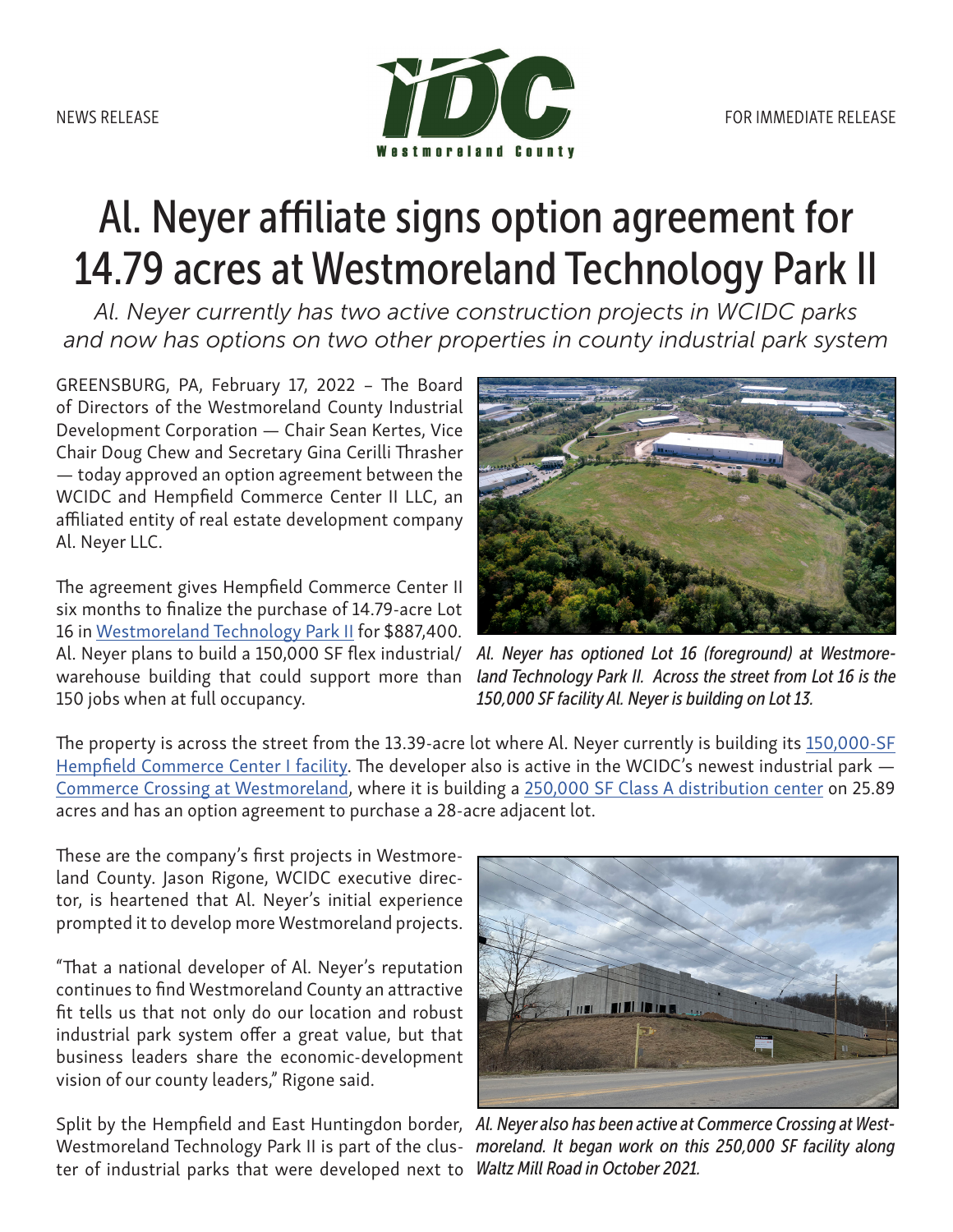NEWS RELEASE

FOR IMMEDIATE RELEASE

# Al. Neyer affiliate signs option agreement for 14.79 acres at Westmoreland Technology Park II

*Al. Neyer currently has two active construction projects in WCIDC parks and now has options on two other properties in county industrial park system*

GREENSBURG, PA, February 17, 2022 – The Board of Directors of the Westmoreland County Industrial Development Corporation — Chair Sean Kertes, Vice Chair Doug Chew and Secretary Gina Cerilli Thrasher — today approved an option agreement between the WCIDC and Hempfield Commerce Center II LLC, an affiliated entity of real estate development company Al. Neyer LLC.

The agreement gives Hempfield Commerce Center II six months to finalize the purchase of 14.79-acre Lot 16 in Westmoreland Technology Park II for $887,400. Al. Neyer plans to build a 150,000 SF flex industrial/warehouse building that could support more than 150 jobs when at full occupancy.

*Al. Neyer has optioned Lot 16 (foreground) at Westmoreland Technology Park II. Across the street from Lot 16 is the 150,000 SF facility Al. Neyer is building on Lot 13.*

The property is across the street from the 13.39-acre lot where Al. Neyer currently is building its 150,000-SF Hempfield Commerce Center I facility. The developer also is active in the WCIDC's newest industrial park — Commerce Crossing at Westmoreland, where it is building a 250,000 SF Class A distribution center on 25.89 acres and has an option agreement to purchase a 28-acre adjacent lot.

These are the company's first projects in Westmoreland County. Jason Rigone, WCIDC executive director, is heartened that Al. Neyer's initial experience prompted it to develop more Westmoreland projects.

"That a national developer of Al. Neyer's reputation continues to find Westmoreland County an attractive fit tells us that not only do our location and robust industrial park system offer a great value, but that business leaders share the economic-development vision of our county leaders," Rigone said.

*Al. Neyer also has been active at Commerce Crossing at Westmoreland. It began work on this 250,000 SF facility along Waltz Mill Road in October 2021.*

Split by the Hempfield and East Huntingdon border, Westmoreland Technology Park II is part of the cluster of industrial parks that were developed next to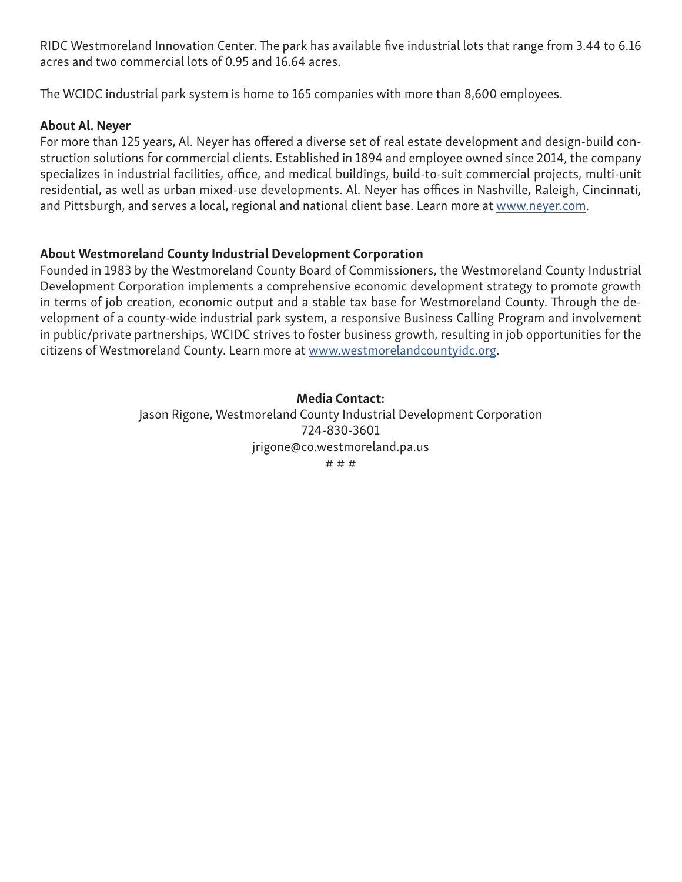RIDC Westmoreland Innovation Center. The park has available five industrial lots that range from 3.44 to 6.16 acres and two commercial lots of 0.95 and 16.64 acres.

The WCIDC industrial park system is home to 165 companies with more than 8,600 employees.

**About Al. Neyer**

For more than 125 years, Al. Neyer has offered a diverse set of real estate development and design-build construction solutions for commercial clients. Established in 1894 and employee owned since 2014, the company specializes in industrial facilities, office, and medical buildings, build-to-suit commercial projects, multi-unit residential, as well as urban mixed-use developments. Al. Neyer has offices in Nashville, Raleigh, Cincinnati, and Pittsburgh, and serves a local, regional and national client base. Learn more at www.neyer.com.

**About Westmoreland County Industrial Development Corporation**

Founded in 1983 by the Westmoreland County Board of Commissioners, the Westmoreland County Industrial Development Corporation implements a comprehensive economic development strategy to promote growth in terms of job creation, economic output and a stable tax base for Westmoreland County. Through the development of a county-wide industrial park system, a responsive Business Calling Program and involvement in public/private partnerships, WCIDC strives to foster business growth, resulting in job opportunities for the citizens of Westmoreland County. Learn more at www.westmorelandcountyidc.org.

**Media Contact:**

Jason Rigone, Westmoreland County Industrial Development Corporation

724-830-3601

jrigone@co.westmoreland.pa.us

# # #